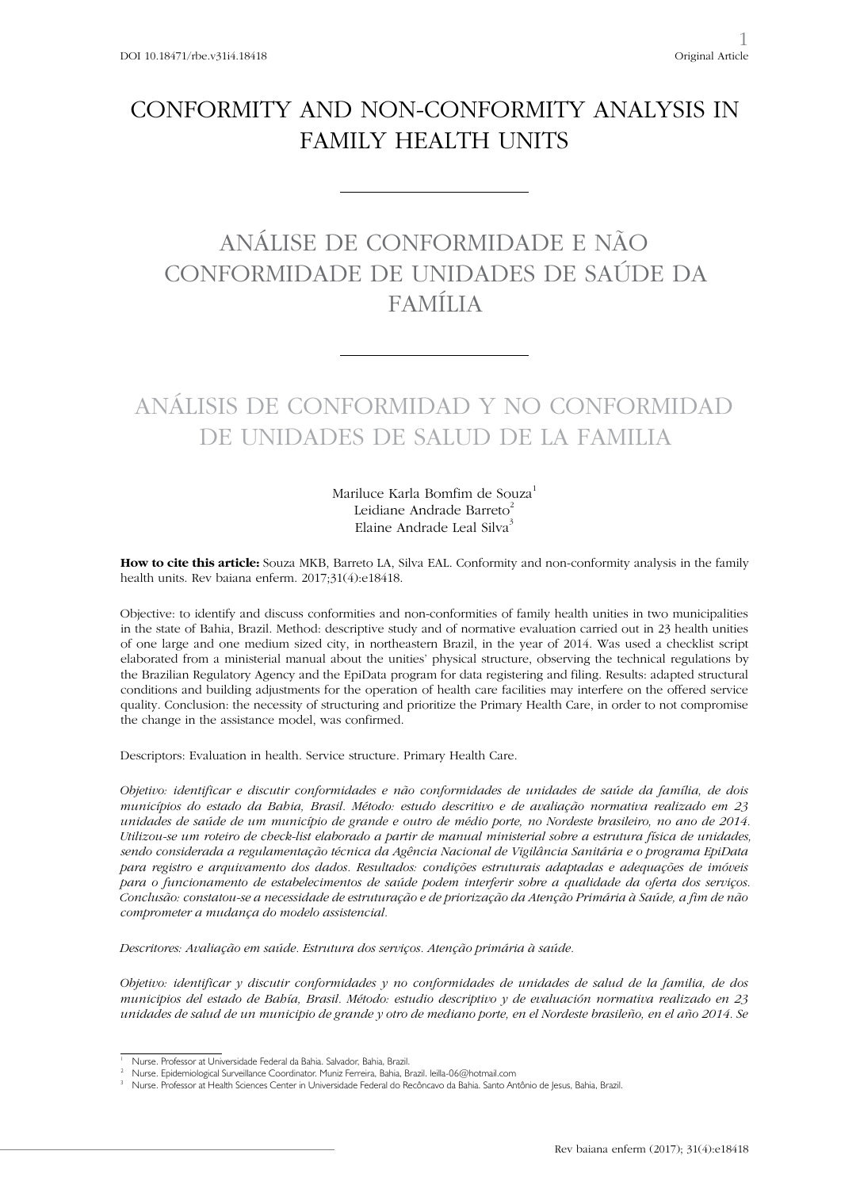# CONFORMITY AND NON-CONFORMITY ANALYSIS IN FAMILY HEALTH UNITS

# ANÁLISE DE CONFORMIDADE E NÃO CONFORMIDADE DE UNIDADES DE SAÚDE DA FAMÍLIA

# ANÁLISIS DE CONFORMIDAD Y NO CONFORMIDAD DE UNIDADES DE SALUD DE LA FAMILIA

Mariluce Karla Bomfim de Souza[1]
Leidiane Andrade Barreto[2]
Elaine Andrade Leal Silva[3]

**How to cite this article:** Souza MKB, Barreto LA, Silva EAL. Conformity and non-conformity analysis in the family health units. Rev baiana enferm. 2017;31(4):e18418.

Objective: to identify and discuss conformities and non-conformities of family health unities in two municipalities in the state of Bahia, Brazil. Method: descriptive study and of normative evaluation carried out in 23 health unities of one large and one medium sized city, in northeastern Brazil, in the year of 2014. Was used a checklist script elaborated from a ministerial manual about the unities' physical structure, observing the technical regulations by the Brazilian Regulatory Agency and the EpiData program for data registering and filing. Results: adapted structural conditions and building adjustments for the operation of health care facilities may interfere on the offered service quality. Conclusion: the necessity of structuring and prioritize the Primary Health Care, in order to not compromise the change in the assistance model, was confirmed.

Descriptors: Evaluation in health. Service structure. Primary Health Care.

*Objetivo: identificar e discutir conformidades e não conformidades de unidades de saúde da família, de dois municípios do estado da Bahia, Brasil. Método: estudo descritivo e de avaliação normativa realizado em 23 unidades de saúde de um município de grande e outro de médio porte, no Nordeste brasileiro, no ano de 2014. Utilizou-se um roteiro de check-list elaborado a partir de manual ministerial sobre a estrutura física de unidades, sendo considerada a regulamentação técnica da Agência Nacional de Vigilância Sanitária e o programa EpiData para registro e arquivamento dos dados. Resultados: condições estruturais adaptadas e adequações de imóveis para o funcionamento de estabelecimentos de saúde podem interferir sobre a qualidade da oferta dos serviços. Conclusão: constatou-se a necessidade de estruturação e de priorização da Atenção Primária à Saúde, a fim de não comprometer a mudança do modelo assistencial.*

*Descritores: Avaliação em saúde. Estrutura dos serviços. Atenção primária à saúde.*

*Objetivo: identificar y discutir conformidades y no conformidades de unidades de salud de la familia, de dos municipios del estado de Bahía, Brasil. Método: estudio descriptivo y de evaluación normativa realizado en 23 unidades de salud de un municipio de grande y otro de mediano porte, en el Nordeste brasileño, en el año 2014. Se*

---

[1] Nurse. Professor at Universidade Federal da Bahia. Salvador, Bahia, Brazil.

[2] Nurse. Epidemiological Surveillance Coordinator. Muniz Ferreira, Bahia, Brazil. leilla-06@hotmail.com

[3] Nurse. Professor at Health Sciences Center in Universidade Federal do Recôncavo da Bahia. Santo Antônio de Jesus, Bahia, Brazil.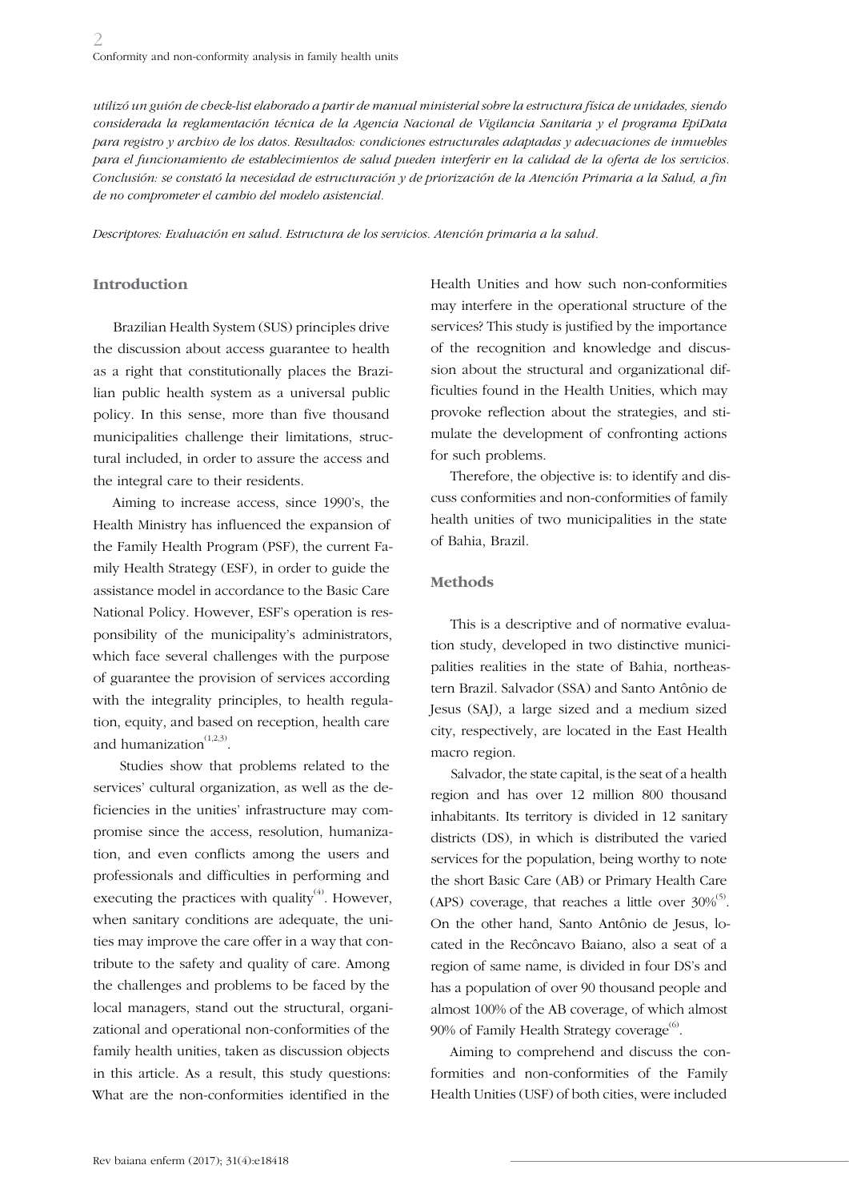*utilizó un guión de check-list elaborado a partir de manual ministerial sobre la estructura física de unidades, siendo considerada la reglamentación técnica de la Agencia Nacional de Vigilancia Sanitaria y el programa EpiData para registro y archivo de los datos. Resultados: condiciones estructurales adaptadas y adecuaciones de inmuebles para el funcionamiento de establecimientos de salud pueden interferir en la calidad de la oferta de los servicios. Conclusión: se constató la necesidad de estructuración y de priorización de la Atención Primaria a la Salud, a fin de no comprometer el cambio del modelo asistencial.*

*Descriptores: Evaluación en salud. Estructura de los servicios. Atención primaria a la salud.*

## Introduction

Brazilian Health System (SUS) principles drive the discussion about access guarantee to health as a right that constitutionally places the Brazilian public health system as a universal public policy. In this sense, more than five thousand municipalities challenge their limitations, structural included, in order to assure the access and the integral care to their residents.

Aiming to increase access, since 1990's, the Health Ministry has influenced the expansion of the Family Health Program (PSF), the current Family Health Strategy (ESF), in order to guide the assistance model in accordance to the Basic Care National Policy. However, ESF's operation is responsibility of the municipality's administrators, which face several challenges with the purpose of guarantee the provision of services according with the integrality principles, to health regulation, equity, and based on reception, health care and humanization[1,2,3].

Studies show that problems related to the services' cultural organization, as well as the deficiencies in the unities' infrastructure may compromise since the access, resolution, humanization, and even conflicts among the users and professionals and difficulties in performing and executing the practices with quality[4]. However, when sanitary conditions are adequate, the unities may improve the care offer in a way that contribute to the safety and quality of care. Among the challenges and problems to be faced by the local managers, stand out the structural, organizational and operational non-conformities of the family health unities, taken as discussion objects in this article. As a result, this study questions: What are the non-conformities identified in the Health Unities and how such non-conformities may interfere in the operational structure of the services? This study is justified by the importance of the recognition and knowledge and discussion about the structural and organizational difficulties found in the Health Unities, which may provoke reflection about the strategies, and stimulate the development of confronting actions for such problems.

Therefore, the objective is: to identify and discuss conformities and non-conformities of family health unities of two municipalities in the state of Bahia, Brazil.

## Methods

This is a descriptive and of normative evaluation study, developed in two distinctive municipalities realities in the state of Bahia, northeastern Brazil. Salvador (SSA) and Santo Antônio de Jesus (SAJ), a large sized and a medium sized city, respectively, are located in the East Health macro region.

Salvador, the state capital, is the seat of a health region and has over 12 million 800 thousand inhabitants. Its territory is divided in 12 sanitary districts (DS), in which is distributed the varied services for the population, being worthy to note the short Basic Care (AB) or Primary Health Care (APS) coverage, that reaches a little over 30%[5]. On the other hand, Santo Antônio de Jesus, located in the Recôncavo Baiano, also a seat of a region of same name, is divided in four DS's and has a population of over 90 thousand people and almost 100% of the AB coverage, of which almost 90% of Family Health Strategy coverage[6].

Aiming to comprehend and discuss the conformities and non-conformities of the Family Health Unities (USF) of both cities, were included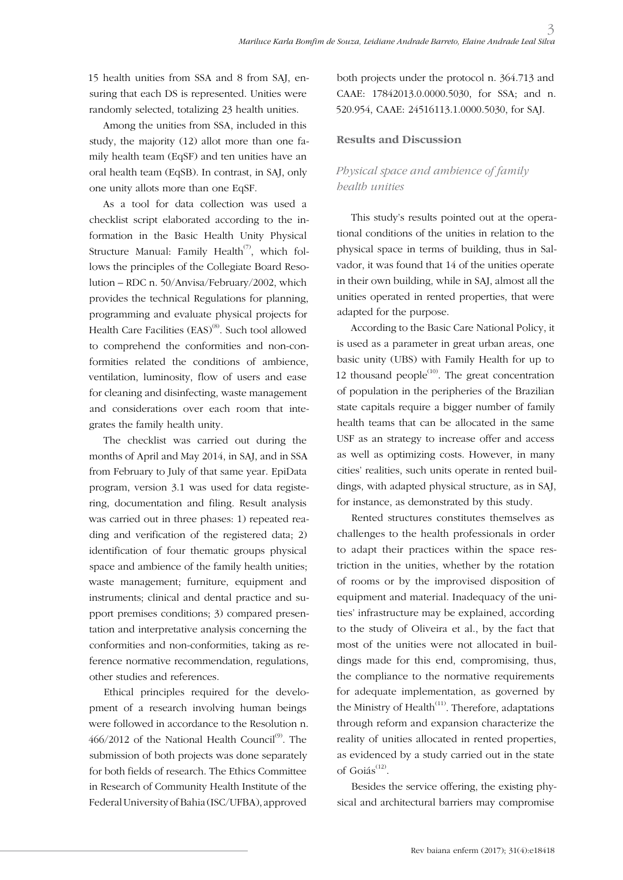15 health unities from SSA and 8 from SAJ, ensuring that each DS is represented. Unities were randomly selected, totalizing 23 health unities.

Among the unities from SSA, included in this study, the majority (12) allot more than one family health team (EqSF) and ten unities have an oral health team (EqSB). In contrast, in SAJ, only one unity allots more than one EqSF.

As a tool for data collection was used a checklist script elaborated according to the information in the Basic Health Unity Physical Structure Manual: Family Health[7], which follows the principles of the Collegiate Board Resolution – RDC n. 50/Anvisa/February/2002, which provides the technical Regulations for planning, programming and evaluate physical projects for Health Care Facilities (EAS)[8]. Such tool allowed to comprehend the conformities and non-conformities related the conditions of ambience, ventilation, luminosity, flow of users and ease for cleaning and disinfecting, waste management and considerations over each room that integrates the family health unity.

The checklist was carried out during the months of April and May 2014, in SAJ, and in SSA from February to July of that same year. EpiData program, version 3.1 was used for data registering, documentation and filing. Result analysis was carried out in three phases: 1) repeated reading and verification of the registered data; 2) identification of four thematic groups physical space and ambience of the family health unities; waste management; furniture, equipment and instruments; clinical and dental practice and support premises conditions; 3) compared presentation and interpretative analysis concerning the conformities and non-conformities, taking as reference normative recommendation, regulations, other studies and references.

Ethical principles required for the development of a research involving human beings were followed in accordance to the Resolution n. 466/2012 of the National Health Council[9]. The submission of both projects was done separately for both fields of research. The Ethics Committee in Research of Community Health Institute of the Federal University of Bahia (ISC/UFBA), approved both projects under the protocol n. 364.713 and CAAE: 17842013.0.0000.5030, for SSA; and n. 520.954, CAAE: 24516113.1.0000.5030, for SAJ.

## Results and Discussion

### *Physical space and ambience of family health unities*

This study's results pointed out at the operational conditions of the unities in relation to the physical space in terms of building, thus in Salvador, it was found that 14 of the unities operate in their own building, while in SAJ, almost all the unities operated in rented properties, that were adapted for the purpose.

According to the Basic Care National Policy, it is used as a parameter in great urban areas, one basic unity (UBS) with Family Health for up to 12 thousand people[10]. The great concentration of population in the peripheries of the Brazilian state capitals require a bigger number of family health teams that can be allocated in the same USF as an strategy to increase offer and access as well as optimizing costs. However, in many cities' realities, such units operate in rented buildings, with adapted physical structure, as in SAJ, for instance, as demonstrated by this study.

Rented structures constitutes themselves as challenges to the health professionals in order to adapt their practices within the space restriction in the unities, whether by the rotation of rooms or by the improvised disposition of equipment and material. Inadequacy of the unities' infrastructure may be explained, according to the study of Oliveira et al., by the fact that most of the unities were not allocated in buildings made for this end, compromising, thus, the compliance to the normative requirements for adequate implementation, as governed by the Ministry of Health[11]. Therefore, adaptations through reform and expansion characterize the reality of unities allocated in rented properties, as evidenced by a study carried out in the state of Goiás[12].

Besides the service offering, the existing physical and architectural barriers may compromise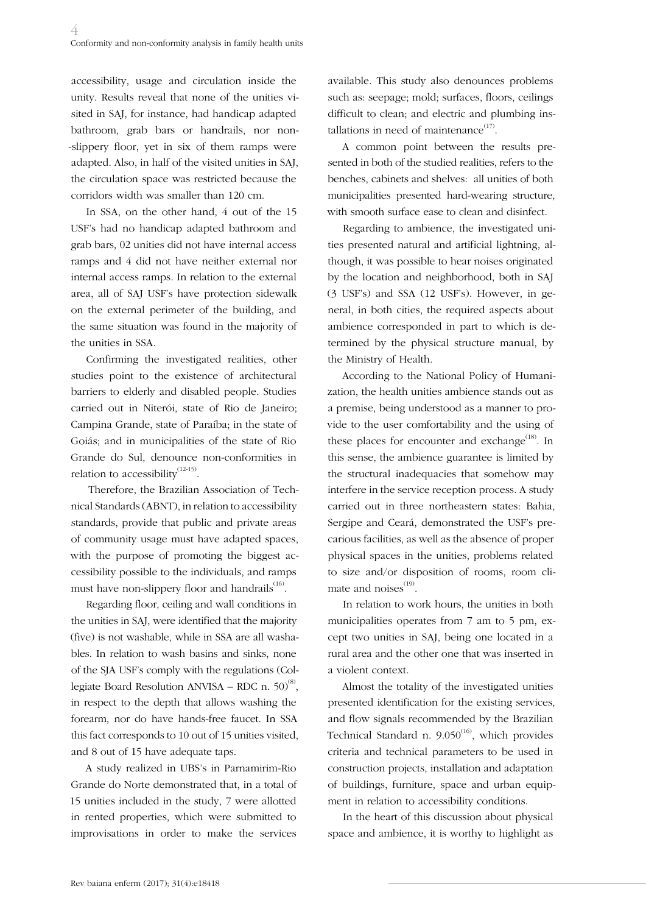accessibility, usage and circulation inside the unity. Results reveal that none of the unities visited in SAJ, for instance, had handicap adapted bathroom, grab bars or handrails, nor non-slippery floor, yet in six of them ramps were adapted. Also, in half of the visited unities in SAJ, the circulation space was restricted because the corridors width was smaller than 120 cm.

In SSA, on the other hand, 4 out of the 15 USF's had no handicap adapted bathroom and grab bars, 02 unities did not have internal access ramps and 4 did not have neither external nor internal access ramps. In relation to the external area, all of SAJ USF's have protection sidewalk on the external perimeter of the building, and the same situation was found in the majority of the unities in SSA.

Confirming the investigated realities, other studies point to the existence of architectural barriers to elderly and disabled people. Studies carried out in Niterói, state of Rio de Janeiro; Campina Grande, state of Paraíba; in the state of Goiás; and in municipalities of the state of Rio Grande do Sul, denounce non-conformities in relation to accessibility[12-15].

Therefore, the Brazilian Association of Technical Standards (ABNT), in relation to accessibility standards, provide that public and private areas of community usage must have adapted spaces, with the purpose of promoting the biggest accessibility possible to the individuals, and ramps must have non-slippery floor and handrails[16].

Regarding floor, ceiling and wall conditions in the unities in SAJ, were identified that the majority (five) is not washable, while in SSA are all washables. In relation to wash basins and sinks, none of the SJA USF's comply with the regulations (Collegiate Board Resolution ANVISA – RDC n. 50)[8], in respect to the depth that allows washing the forearm, nor do have hands-free faucet. In SSA this fact corresponds to 10 out of 15 unities visited, and 8 out of 15 have adequate taps.

A study realized in UBS's in Parnamirim-Rio Grande do Norte demonstrated that, in a total of 15 unities included in the study, 7 were allotted in rented properties, which were submitted to improvisations in order to make the services available. This study also denounces problems such as: seepage; mold; surfaces, floors, ceilings difficult to clean; and electric and plumbing installations in need of maintenance[17].

A common point between the results presented in both of the studied realities, refers to the benches, cabinets and shelves: all unities of both municipalities presented hard-wearing structure, with smooth surface ease to clean and disinfect.

Regarding to ambience, the investigated unities presented natural and artificial lightning, although, it was possible to hear noises originated by the location and neighborhood, both in SAJ (3 USF's) and SSA (12 USF's). However, in general, in both cities, the required aspects about ambience corresponded in part to which is determined by the physical structure manual, by the Ministry of Health.

According to the National Policy of Humanization, the health unities ambience stands out as a premise, being understood as a manner to provide to the user comfortability and the using of these places for encounter and exchange[18]. In this sense, the ambience guarantee is limited by the structural inadequacies that somehow may interfere in the service reception process. A study carried out in three northeastern states: Bahia, Sergipe and Ceará, demonstrated the USF's precarious facilities, as well as the absence of proper physical spaces in the unities, problems related to size and/or disposition of rooms, room climate and noises[19].

In relation to work hours, the unities in both municipalities operates from 7 am to 5 pm, except two unities in SAJ, being one located in a rural area and the other one that was inserted in a violent context.

Almost the totality of the investigated unities presented identification for the existing services, and flow signals recommended by the Brazilian Technical Standard n. 9.050[16], which provides criteria and technical parameters to be used in construction projects, installation and adaptation of buildings, furniture, space and urban equipment in relation to accessibility conditions.

In the heart of this discussion about physical space and ambience, it is worthy to highlight as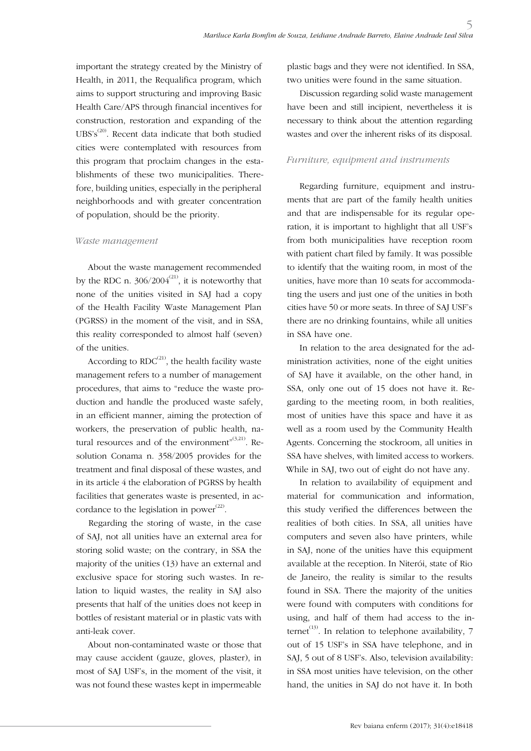important the strategy created by the Ministry of Health, in 2011, the Requalifica program, which aims to support structuring and improving Basic Health Care/APS through financial incentives for construction, restoration and expanding of the UBS's[20]. Recent data indicate that both studied cities were contemplated with resources from this program that proclaim changes in the establishments of these two municipalities. Therefore, building unities, especially in the peripheral neighborhoods and with greater concentration of population, should be the priority.

### *Waste management*

About the waste management recommended by the RDC n. 306/2004[21], it is noteworthy that none of the unities visited in SAJ had a copy of the Health Facility Waste Management Plan (PGRSS) in the moment of the visit, and in SSA, this reality corresponded to almost half (seven) of the unities.

According to RDC[21], the health facility waste management refers to a number of management procedures, that aims to "reduce the waste production and handle the produced waste safely, in an efficient manner, aiming the protection of workers, the preservation of public health, natural resources and of the environment"[3,21]. Resolution Conama n. 358/2005 provides for the treatment and final disposal of these wastes, and in its article 4 the elaboration of PGRSS by health facilities that generates waste is presented, in accordance to the legislation in power[22].

Regarding the storing of waste, in the case of SAJ, not all unities have an external area for storing solid waste; on the contrary, in SSA the majority of the unities (13) have an external and exclusive space for storing such wastes. In relation to liquid wastes, the reality in SAJ also presents that half of the unities does not keep in bottles of resistant material or in plastic vats with anti-leak cover.

About non-contaminated waste or those that may cause accident (gauze, gloves, plaster), in most of SAJ USF's, in the moment of the visit, it was not found these wastes kept in impermeable plastic bags and they were not identified. In SSA, two unities were found in the same situation.

Discussion regarding solid waste management have been and still incipient, nevertheless it is necessary to think about the attention regarding wastes and over the inherent risks of its disposal.

### *Furniture, equipment and instruments*

Regarding furniture, equipment and instruments that are part of the family health unities and that are indispensable for its regular operation, it is important to highlight that all USF's from both municipalities have reception room with patient chart filed by family. It was possible to identify that the waiting room, in most of the unities, have more than 10 seats for accommodating the users and just one of the unities in both cities have 50 or more seats. In three of SAJ USF's there are no drinking fountains, while all unities in SSA have one.

In relation to the area designated for the administration activities, none of the eight unities of SAJ have it available, on the other hand, in SSA, only one out of 15 does not have it. Regarding to the meeting room, in both realities, most of unities have this space and have it as well as a room used by the Community Health Agents. Concerning the stockroom, all unities in SSA have shelves, with limited access to workers. While in SAJ, two out of eight do not have any.

In relation to availability of equipment and material for communication and information, this study verified the differences between the realities of both cities. In SSA, all unities have computers and seven also have printers, while in SAJ, none of the unities have this equipment available at the reception. In Niterói, state of Rio de Janeiro, the reality is similar to the results found in SSA. There the majority of the unities were found with computers with conditions for using, and half of them had access to the internet[13]. In relation to telephone availability, 7 out of 15 USF's in SSA have telephone, and in SAJ, 5 out of 8 USF's. Also, television availability: in SSA most unities have television, on the other hand, the unities in SAJ do not have it. In both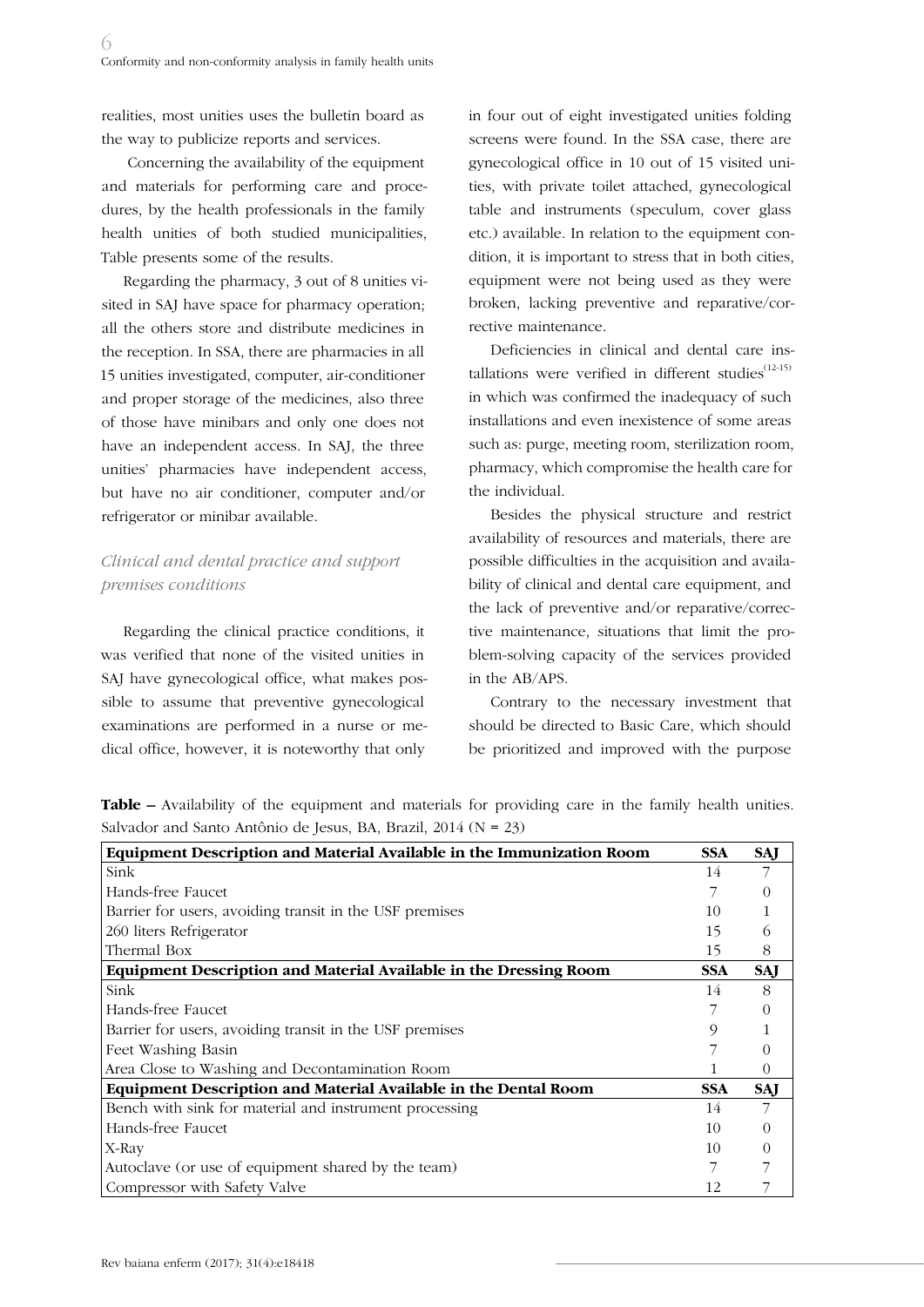realities, most unities uses the bulletin board as the way to publicize reports and services.

Concerning the availability of the equipment and materials for performing care and procedures, by the health professionals in the family health unities of both studied municipalities, Table presents some of the results.

Regarding the pharmacy, 3 out of 8 unities visited in SAJ have space for pharmacy operation; all the others store and distribute medicines in the reception. In SSA, there are pharmacies in all 15 unities investigated, computer, air-conditioner and proper storage of the medicines, also three of those have minibars and only one does not have an independent access. In SAJ, the three unities' pharmacies have independent access, but have no air conditioner, computer and/or refrigerator or minibar available.

### *Clinical and dental practice and support premises conditions*

Regarding the clinical practice conditions, it was verified that none of the visited unities in SAJ have gynecological office, what makes possible to assume that preventive gynecological examinations are performed in a nurse or medical office, however, it is noteworthy that only in four out of eight investigated unities folding screens were found. In the SSA case, there are gynecological office in 10 out of 15 visited unities, with private toilet attached, gynecological table and instruments (speculum, cover glass etc.) available. In relation to the equipment condition, it is important to stress that in both cities, equipment were not being used as they were broken, lacking preventive and reparative/corrective maintenance.

Deficiencies in clinical and dental care installations were verified in different studies[12-15] in which was confirmed the inadequacy of such installations and even inexistence of some areas such as: purge, meeting room, sterilization room, pharmacy, which compromise the health care for the individual.

Besides the physical structure and restrict availability of resources and materials, there are possible difficulties in the acquisition and availability of clinical and dental care equipment, and the lack of preventive and/or reparative/corrective maintenance, situations that limit the problem-solving capacity of the services provided in the AB/APS.

Contrary to the necessary investment that should be directed to Basic Care, which should be prioritized and improved with the purpose

**Table –** Availability of the equipment and materials for providing care in the family health unities. Salvador and Santo Antônio de Jesus, BA, Brazil, 2014 (N = 23)

| **Equipment Description and Material Available in the Immunization Room** | **SSA** | **SAJ** |
|---|---|---|
| Sink | 14 | 7 |
| Hands-free Faucet | 7 | 0 |
| Barrier for users, avoiding transit in the USF premises | 10 | 1 |
| 260 liters Refrigerator | 15 | 6 |
| Thermal Box | 15 | 8 |
| **Equipment Description and Material Available in the Dressing Room** | **SSA** | **SAJ** |
| Sink | 14 | 8 |
| Hands-free Faucet | 7 | 0 |
| Barrier for users, avoiding transit in the USF premises | 9 | 1 |
| Feet Washing Basin | 7 | 0 |
| Area Close to Washing and Decontamination Room | 1 | 0 |
| **Equipment Description and Material Available in the Dental Room** | **SSA** | **SAJ** |
| Bench with sink for material and instrument processing | 14 | 7 |
| Hands-free Faucet | 10 | 0 |
| X-Ray | 10 | 0 |
| Autoclave (or use of equipment shared by the team) | 7 | 7 |
| Compressor with Safety Valve | 12 | 7 |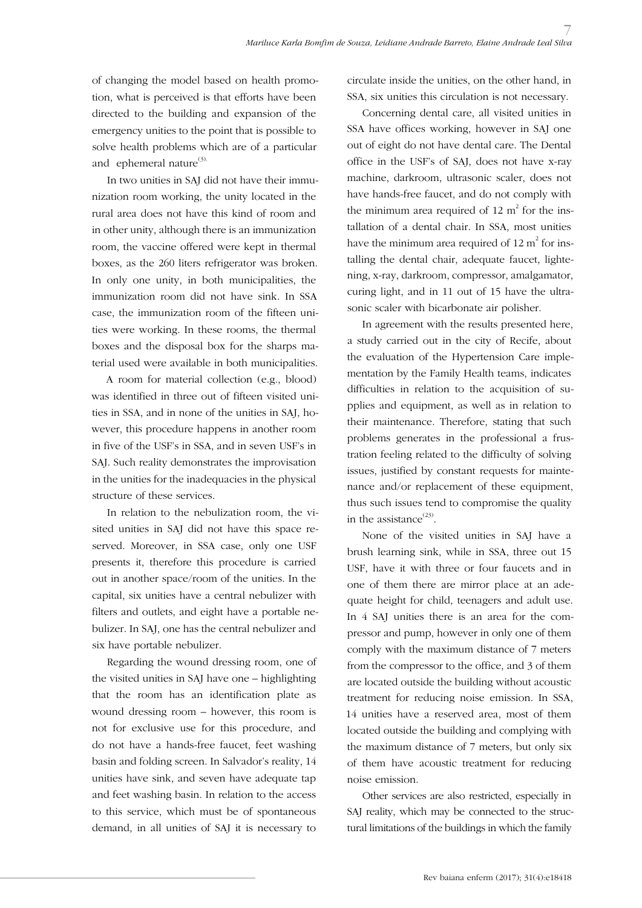of changing the model based on health promotion, what is perceived is that efforts have been directed to the building and expansion of the emergency unities to the point that is possible to solve health problems which are of a particular and ephemeral nature[3].

In two unities in SAJ did not have their immunization room working, the unity located in the rural area does not have this kind of room and in other unity, although there is an immunization room, the vaccine offered were kept in thermal boxes, as the 260 liters refrigerator was broken. In only one unity, in both municipalities, the immunization room did not have sink. In SSA case, the immunization room of the fifteen unities were working. In these rooms, the thermal boxes and the disposal box for the sharps material used were available in both municipalities.

A room for material collection (e.g., blood) was identified in three out of fifteen visited unities in SSA, and in none of the unities in SAJ, however, this procedure happens in another room in five of the USF's in SSA, and in seven USF's in SAJ. Such reality demonstrates the improvisation in the unities for the inadequacies in the physical structure of these services.

In relation to the nebulization room, the visited unities in SAJ did not have this space reserved. Moreover, in SSA case, only one USF presents it, therefore this procedure is carried out in another space/room of the unities. In the capital, six unities have a central nebulizer with filters and outlets, and eight have a portable nebulizer. In SAJ, one has the central nebulizer and six have portable nebulizer.

Regarding the wound dressing room, one of the visited unities in SAJ have one – highlighting that the room has an identification plate as wound dressing room – however, this room is not for exclusive use for this procedure, and do not have a hands-free faucet, feet washing basin and folding screen. In Salvador's reality, 14 unities have sink, and seven have adequate tap and feet washing basin. In relation to the access to this service, which must be of spontaneous demand, in all unities of SAJ it is necessary to circulate inside the unities, on the other hand, in SSA, six unities this circulation is not necessary.

Concerning dental care, all visited unities in SSA have offices working, however in SAJ one out of eight do not have dental care. The Dental office in the USF's of SAJ, does not have x-ray machine, darkroom, ultrasonic scaler, does not have hands-free faucet, and do not comply with the minimum area required of 12 $m^2$ for the installation of a dental chair. In SSA, most unities have the minimum area required of 12 $m^2$ for installing the dental chair, adequate faucet, lightening, x-ray, darkroom, compressor, amalgamator, curing light, and in 11 out of 15 have the ultrasonic scaler with bicarbonate air polisher.

In agreement with the results presented here, a study carried out in the city of Recife, about the evaluation of the Hypertension Care implementation by the Family Health teams, indicates difficulties in relation to the acquisition of supplies and equipment, as well as in relation to their maintenance. Therefore, stating that such problems generates in the professional a frustration feeling related to the difficulty of solving issues, justified by constant requests for maintenance and/or replacement of these equipment, thus such issues tend to compromise the quality in the assistance[23].

None of the visited unities in SAJ have a brush learning sink, while in SSA, three out 15 USF, have it with three or four faucets and in one of them there are mirror place at an adequate height for child, teenagers and adult use. In 4 SAJ unities there is an area for the compressor and pump, however in only one of them comply with the maximum distance of 7 meters from the compressor to the office, and 3 of them are located outside the building without acoustic treatment for reducing noise emission. In SSA, 14 unities have a reserved area, most of them located outside the building and complying with the maximum distance of 7 meters, but only six of them have acoustic treatment for reducing noise emission.

Other services are also restricted, especially in SAJ reality, which may be connected to the structural limitations of the buildings in which the family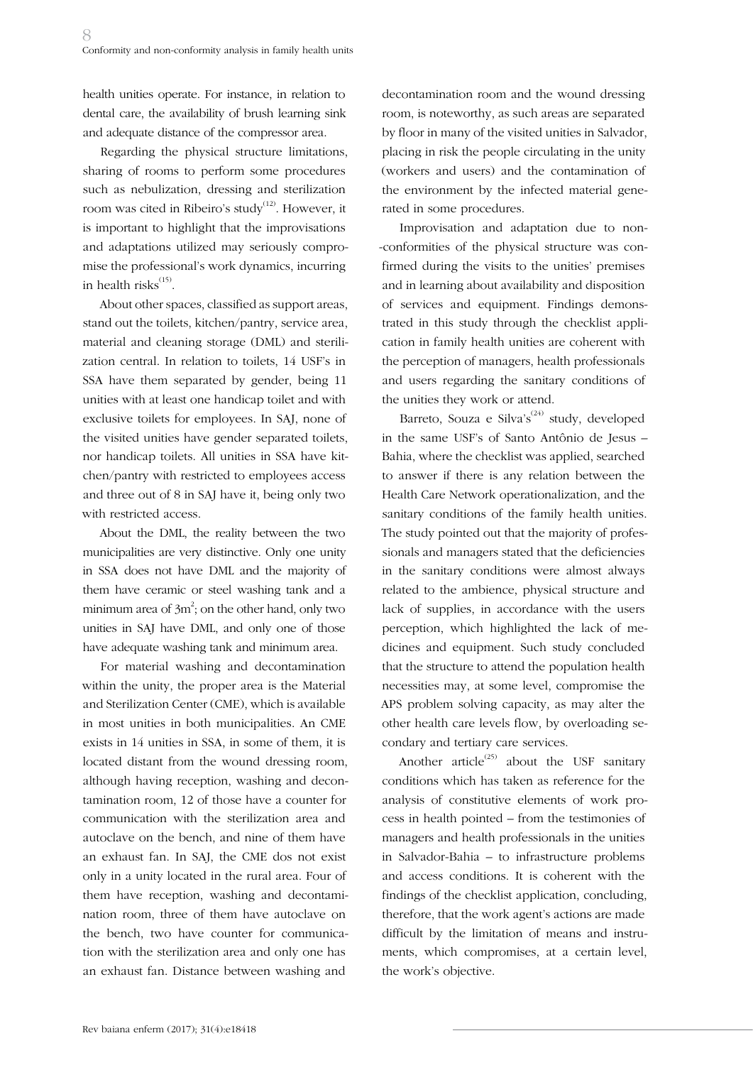health unities operate. For instance, in relation to dental care, the availability of brush learning sink and adequate distance of the compressor area.

Regarding the physical structure limitations, sharing of rooms to perform some procedures such as nebulization, dressing and sterilization room was cited in Ribeiro's study[12]. However, it is important to highlight that the improvisations and adaptations utilized may seriously compromise the professional's work dynamics, incurring in health risks[15].

About other spaces, classified as support areas, stand out the toilets, kitchen/pantry, service area, material and cleaning storage (DML) and sterilization central. In relation to toilets, 14 USF's in SSA have them separated by gender, being 11 unities with at least one handicap toilet and with exclusive toilets for employees. In SAJ, none of the visited unities have gender separated toilets, nor handicap toilets. All unities in SSA have kitchen/pantry with restricted to employees access and three out of 8 in SAJ have it, being only two with restricted access.

About the DML, the reality between the two municipalities are very distinctive. Only one unity in SSA does not have DML and the majority of them have ceramic or steel washing tank and a minimum area of $3m^2$; on the other hand, only two unities in SAJ have DML, and only one of those have adequate washing tank and minimum area.

For material washing and decontamination within the unity, the proper area is the Material and Sterilization Center (CME), which is available in most unities in both municipalities. An CME exists in 14 unities in SSA, in some of them, it is located distant from the wound dressing room, although having reception, washing and decontamination room, 12 of those have a counter for communication with the sterilization area and autoclave on the bench, and nine of them have an exhaust fan. In SAJ, the CME dos not exist only in a unity located in the rural area. Four of them have reception, washing and decontamination room, three of them have autoclave on the bench, two have counter for communication with the sterilization area and only one has an exhaust fan. Distance between washing and decontamination room and the wound dressing room, is noteworthy, as such areas are separated by floor in many of the visited unities in Salvador, placing in risk the people circulating in the unity (workers and users) and the contamination of the environment by the infected material generated in some procedures.

Improvisation and adaptation due to non-conformities of the physical structure was confirmed during the visits to the unities' premises and in learning about availability and disposition of services and equipment. Findings demonstrated in this study through the checklist application in family health unities are coherent with the perception of managers, health professionals and users regarding the sanitary conditions of the unities they work or attend.

Barreto, Souza e Silva's[24] study, developed in the same USF's of Santo Antônio de Jesus – Bahia, where the checklist was applied, searched to answer if there is any relation between the Health Care Network operationalization, and the sanitary conditions of the family health unities. The study pointed out that the majority of professionals and managers stated that the deficiencies in the sanitary conditions were almost always related to the ambience, physical structure and lack of supplies, in accordance with the users perception, which highlighted the lack of medicines and equipment. Such study concluded that the structure to attend the population health necessities may, at some level, compromise the APS problem solving capacity, as may alter the other health care levels flow, by overloading secondary and tertiary care services.

Another article[25] about the USF sanitary conditions which has taken as reference for the analysis of constitutive elements of work process in health pointed – from the testimonies of managers and health professionals in the unities in Salvador-Bahia – to infrastructure problems and access conditions. It is coherent with the findings of the checklist application, concluding, therefore, that the work agent's actions are made difficult by the limitation of means and instruments, which compromises, at a certain level, the work's objective.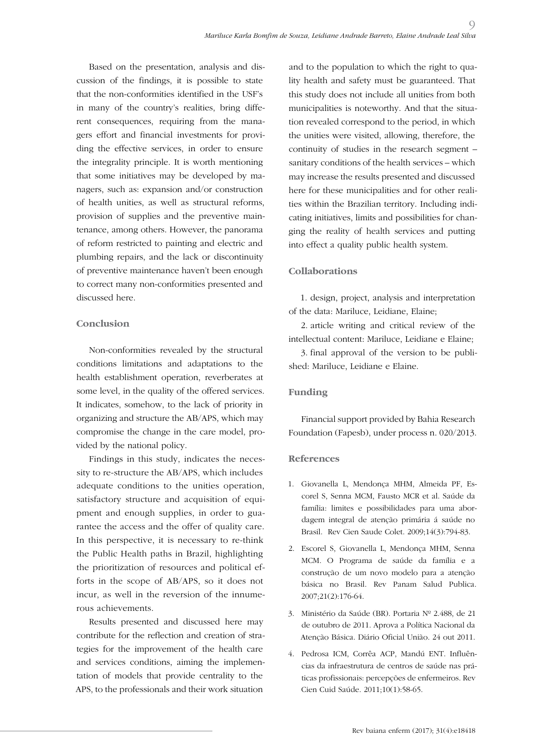Based on the presentation, analysis and discussion of the findings, it is possible to state that the non-conformities identified in the USF's in many of the country's realities, bring different consequences, requiring from the managers effort and financial investments for providing the effective services, in order to ensure the integrality principle. It is worth mentioning that some initiatives may be developed by managers, such as: expansion and/or construction of health unities, as well as structural reforms, provision of supplies and the preventive maintenance, among others. However, the panorama of reform restricted to painting and electric and plumbing repairs, and the lack or discontinuity of preventive maintenance haven't been enough to correct many non-conformities presented and discussed here.

## Conclusion

Non-conformities revealed by the structural conditions limitations and adaptations to the health establishment operation, reverberates at some level, in the quality of the offered services. It indicates, somehow, to the lack of priority in organizing and structure the AB/APS, which may compromise the change in the care model, provided by the national policy.

Findings in this study, indicates the necessity to re-structure the AB/APS, which includes adequate conditions to the unities operation, satisfactory structure and acquisition of equipment and enough supplies, in order to guarantee the access and the offer of quality care. In this perspective, it is necessary to re-think the Public Health paths in Brazil, highlighting the prioritization of resources and political efforts in the scope of AB/APS, so it does not incur, as well in the reversion of the innumerous achievements.

Results presented and discussed here may contribute for the reflection and creation of strategies for the improvement of the health care and services conditions, aiming the implementation of models that provide centrality to the APS, to the professionals and their work situation and to the population to which the right to quality health and safety must be guaranteed. That this study does not include all unities from both municipalities is noteworthy. And that the situation revealed correspond to the period, in which the unities were visited, allowing, therefore, the continuity of studies in the research segment – sanitary conditions of the health services – which may increase the results presented and discussed here for these municipalities and for other realities within the Brazilian territory. Including indicating initiatives, limits and possibilities for changing the reality of health services and putting into effect a quality public health system.

## Collaborations

1. design, project, analysis and interpretation of the data: Mariluce, Leidiane, Elaine;

2. article writing and critical review of the intellectual content: Mariluce, Leidiane e Elaine;

3. final approval of the version to be published: Mariluce, Leidiane e Elaine.

## Funding

Financial support provided by Bahia Research Foundation (Fapesb), under process n. 020/2013.

## References

1. Giovanella L, Mendonça MHM, Almeida PF, Escorel S, Senna MCM, Fausto MCR et al. Saúde da família: limites e possibilidades para uma abordagem integral de atenção primária á saúde no Brasil. Rev Cien Saude Colet. 2009;14(3):794-83.

2. Escorel S, Giovanella L, Mendonça MHM, Senna MCM. O Programa de saúde da família e a construção de um novo modelo para a atenção básica no Brasil. Rev Panam Salud Publica. 2007;21(2):176-64.

3. Ministério da Saúde (BR). Portaria Nº 2.488, de 21 de outubro de 2011. Aprova a Política Nacional da Atenção Básica. Diário Oficial União. 24 out 2011.

4. Pedrosa ICM, Corrêa ACP, Mandú ENT. Influências da infraestrutura de centros de saúde nas práticas profissionais: percepções de enfermeiros. Rev Cien Cuid Saúde. 2011;10(1):58-65.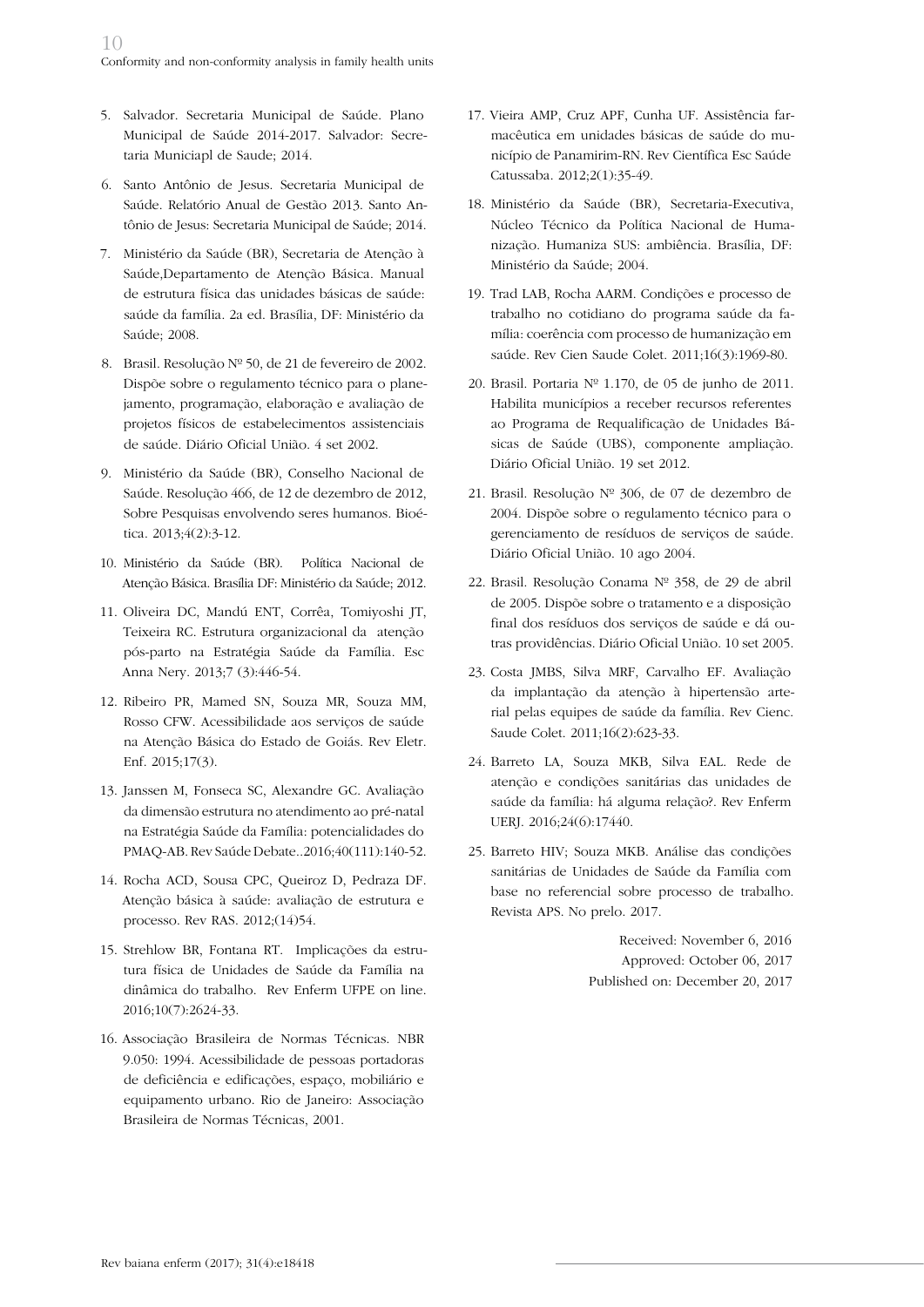5. Salvador. Secretaria Municipal de Saúde. Plano Municipal de Saúde 2014-2017. Salvador: Secretaria Municiapl de Saude; 2014.

6. Santo Antônio de Jesus. Secretaria Municipal de Saúde. Relatório Anual de Gestão 2013. Santo Antônio de Jesus: Secretaria Municipal de Saúde; 2014.

7. Ministério da Saúde (BR), Secretaria de Atenção à Saúde,Departamento de Atenção Básica. Manual de estrutura física das unidades básicas de saúde: saúde da família. 2a ed. Brasília, DF: Ministério da Saúde; 2008.

8. Brasil. Resolução Nº 50, de 21 de fevereiro de 2002. Dispõe sobre o regulamento técnico para o planejamento, programação, elaboração e avaliação de projetos físicos de estabelecimentos assistenciais de saúde. Diário Oficial União. 4 set 2002.

9. Ministério da Saúde (BR), Conselho Nacional de Saúde. Resolução 466, de 12 de dezembro de 2012, Sobre Pesquisas envolvendo seres humanos. Bioética. 2013;4(2):3-12.

10. Ministério da Saúde (BR). Política Nacional de Atenção Básica. Brasília DF: Ministério da Saúde; 2012.

11. Oliveira DC, Mandú ENT, Corrêa, Tomiyoshi JT, Teixeira RC. Estrutura organizacional da atenção pós-parto na Estratégia Saúde da Família. Esc Anna Nery. 2013;7 (3):446-54.

12. Ribeiro PR, Mamed SN, Souza MR, Souza MM, Rosso CFW. Acessibilidade aos serviços de saúde na Atenção Básica do Estado de Goiás. Rev Eletr. Enf. 2015;17(3).

13. Janssen M, Fonseca SC, Alexandre GC. Avaliação da dimensão estrutura no atendimento ao pré-natal na Estratégia Saúde da Família: potencialidades do PMAQ-AB. Rev Saúde Debate..2016;40(111):140-52.

14. Rocha ACD, Sousa CPC, Queiroz D, Pedraza DF. Atenção básica à saúde: avaliação de estrutura e processo. Rev RAS. 2012;(14)54.

15. Strehlow BR, Fontana RT. Implicações da estrutura física de Unidades de Saúde da Família na dinâmica do trabalho. Rev Enferm UFPE on line. 2016;10(7):2624-33.

16. Associação Brasileira de Normas Técnicas. NBR 9.050: 1994. Acessibilidade de pessoas portadoras de deficiência e edificações, espaço, mobiliário e equipamento urbano. Rio de Janeiro: Associação Brasileira de Normas Técnicas, 2001.

17. Vieira AMP, Cruz APF, Cunha UF. Assistência farmacêutica em unidades básicas de saúde do município de Panamirim-RN. Rev Científica Esc Saúde Catussaba. 2012;2(1):35-49.

18. Ministério da Saúde (BR), Secretaria-Executiva, Núcleo Técnico da Política Nacional de Humanização. Humaniza SUS: ambiência. Brasília, DF: Ministério da Saúde; 2004.

19. Trad LAB, Rocha AARM. Condições e processo de trabalho no cotidiano do programa saúde da família: coerência com processo de humanização em saúde. Rev Cien Saude Colet. 2011;16(3):1969-80.

20. Brasil. Portaria Nº 1.170, de 05 de junho de 2011. Habilita municípios a receber recursos referentes ao Programa de Requalificação de Unidades Básicas de Saúde (UBS), componente ampliação. Diário Oficial União. 19 set 2012.

21. Brasil. Resolução Nº 306, de 07 de dezembro de 2004. Dispõe sobre o regulamento técnico para o gerenciamento de resíduos de serviços de saúde. Diário Oficial União. 10 ago 2004.

22. Brasil. Resolução Conama Nº 358, de 29 de abril de 2005. Dispõe sobre o tratamento e a disposição final dos resíduos dos serviços de saúde e dá outras providências. Diário Oficial União. 10 set 2005.

23. Costa JMBS, Silva MRF, Carvalho EF. Avaliação da implantação da atenção à hipertensão arterial pelas equipes de saúde da família. Rev Cienc. Saude Colet. 2011;16(2):623-33.

24. Barreto LA, Souza MKB, Silva EAL. Rede de atenção e condições sanitárias das unidades de saúde da família: há alguma relação?. Rev Enferm UERJ. 2016;24(6):17440.

25. Barreto HIV; Souza MKB. Análise das condições sanitárias de Unidades de Saúde da Família com base no referencial sobre processo de trabalho. Revista APS. No prelo. 2017.

Received: November 6, 2016
Approved: October 06, 2017
Published on: December 20, 2017